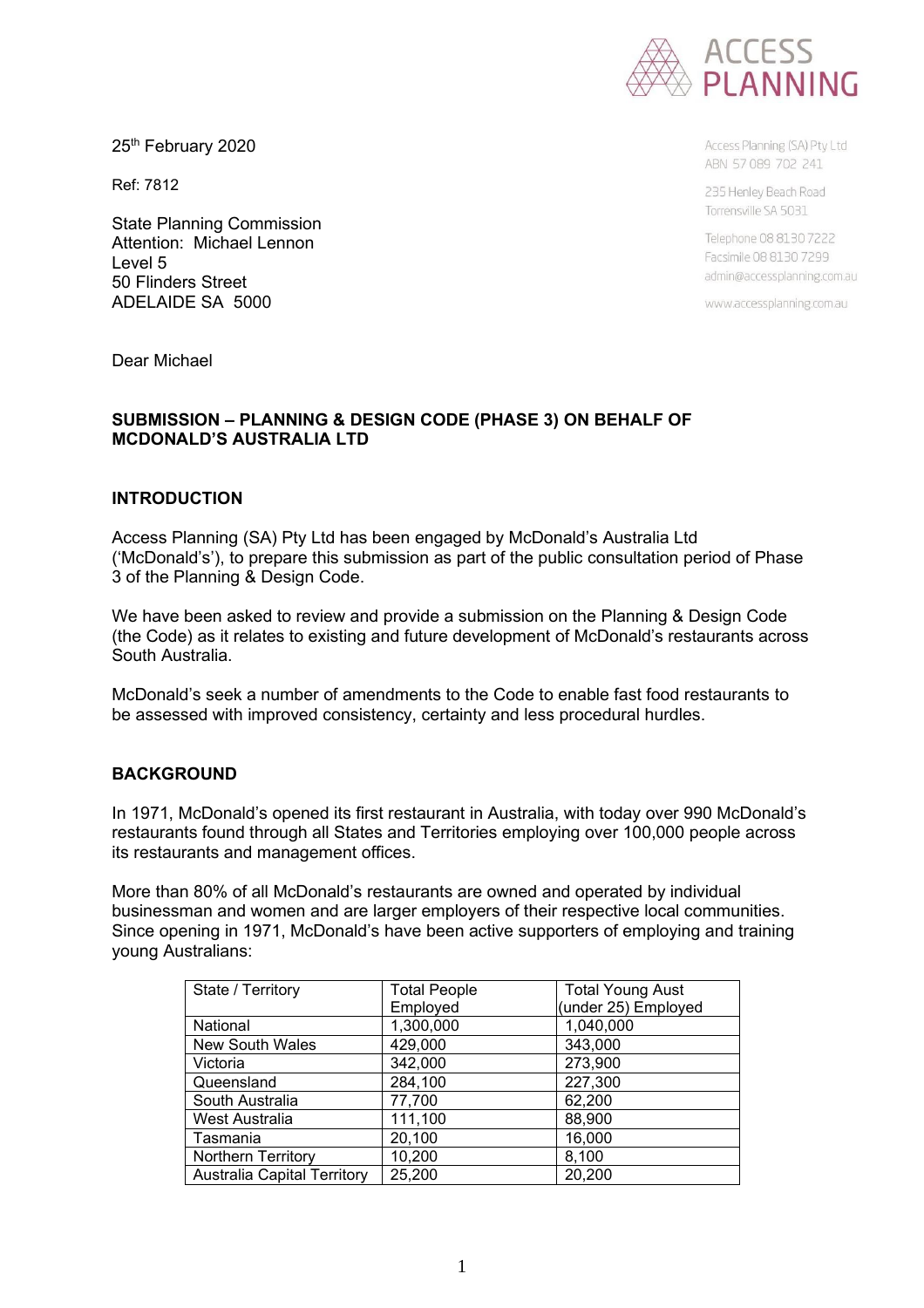ACCESS PLANNING

25th February 2020

Ref: 7812

State Planning Commission
Attention: Michael Lennon
Level 5
50 Flinders Street
ADELAIDE SA 5000

Access Planning (SA) Pty Ltd
ABN 57 089 702 241

235 Henley Beach Road
Torrensville SA 5031

Telephone 08 8130 7222
Facsimile 08 8130 7299
admin@accessplanning.com.au

www.accessplanning.com.au

Dear Michael

**SUBMISSION – PLANNING & DESIGN CODE (PHASE 3) ON BEHALF OF MCDONALD'S AUSTRALIA LTD**

## INTRODUCTION

Access Planning (SA) Pty Ltd has been engaged by McDonald's Australia Ltd ('McDonald's'), to prepare this submission as part of the public consultation period of Phase 3 of the Planning & Design Code.

We have been asked to review and provide a submission on the Planning & Design Code (the Code) as it relates to existing and future development of McDonald's restaurants across South Australia.

McDonald's seek a number of amendments to the Code to enable fast food restaurants to be assessed with improved consistency, certainty and less procedural hurdles.

## BACKGROUND

In 1971, McDonald's opened its first restaurant in Australia, with today over 990 McDonald's restaurants found through all States and Territories employing over 100,000 people across its restaurants and management offices.

More than 80% of all McDonald's restaurants are owned and operated by individual businessman and women and are larger employers of their respective local communities. Since opening in 1971, McDonald's have been active supporters of employing and training young Australians:

| State / Territory | Total People Employed | Total Young Aust (under 25) Employed |
|---|---|---|
| National | 1,300,000 | 1,040,000 |
| New South Wales | 429,000 | 343,000 |
| Victoria | 342,000 | 273,900 |
| Queensland | 284,100 | 227,300 |
| South Australia | 77,700 | 62,200 |
| West Australia | 111,100 | 88,900 |
| Tasmania | 20,100 | 16,000 |
| Northern Territory | 10,200 | 8,100 |
| Australia Capital Territory | 25,200 | 20,200 |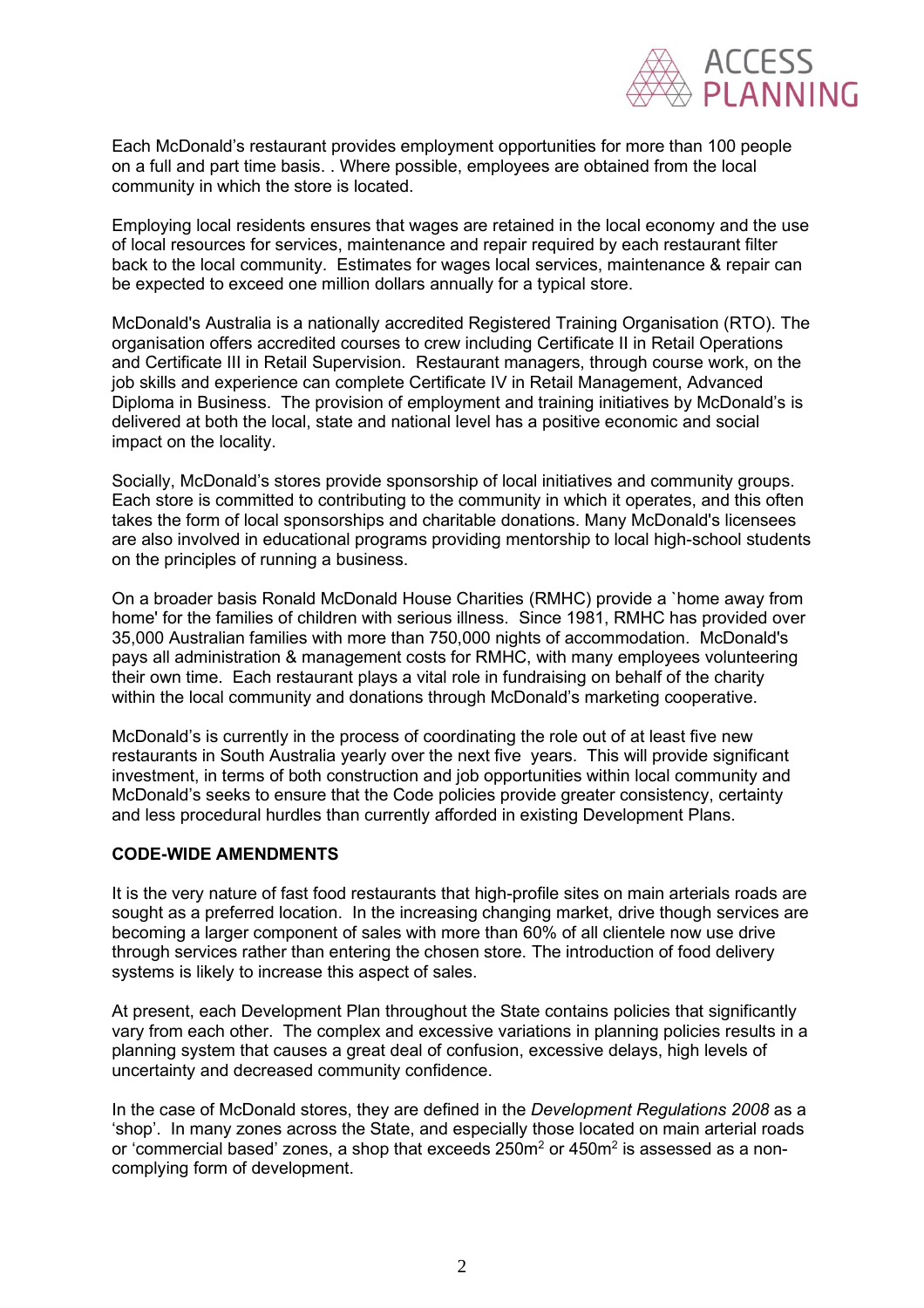Each McDonald's restaurant provides employment opportunities for more than 100 people on a full and part time basis. . Where possible, employees are obtained from the local community in which the store is located.

Employing local residents ensures that wages are retained in the local economy and the use of local resources for services, maintenance and repair required by each restaurant filter back to the local community. Estimates for wages local services, maintenance & repair can be expected to exceed one million dollars annually for a typical store.

McDonald's Australia is a nationally accredited Registered Training Organisation (RTO). The organisation offers accredited courses to crew including Certificate II in Retail Operations and Certificate III in Retail Supervision. Restaurant managers, through course work, on the job skills and experience can complete Certificate IV in Retail Management, Advanced Diploma in Business. The provision of employment and training initiatives by McDonald's is delivered at both the local, state and national level has a positive economic and social impact on the locality.

Socially, McDonald's stores provide sponsorship of local initiatives and community groups. Each store is committed to contributing to the community in which it operates, and this often takes the form of local sponsorships and charitable donations. Many McDonald's licensees are also involved in educational programs providing mentorship to local high-school students on the principles of running a business.

On a broader basis Ronald McDonald House Charities (RMHC) provide a `home away from home' for the families of children with serious illness. Since 1981, RMHC has provided over 35,000 Australian families with more than 750,000 nights of accommodation. McDonald's pays all administration & management costs for RMHC, with many employees volunteering their own time. Each restaurant plays a vital role in fundraising on behalf of the charity within the local community and donations through McDonald's marketing cooperative.

McDonald's is currently in the process of coordinating the role out of at least five new restaurants in South Australia yearly over the next five years. This will provide significant investment, in terms of both construction and job opportunities within local community and McDonald's seeks to ensure that the Code policies provide greater consistency, certainty and less procedural hurdles than currently afforded in existing Development Plans.

**CODE-WIDE AMENDMENTS**

It is the very nature of fast food restaurants that high-profile sites on main arterials roads are sought as a preferred location. In the increasing changing market, drive though services are becoming a larger component of sales with more than 60% of all clientele now use drive through services rather than entering the chosen store. The introduction of food delivery systems is likely to increase this aspect of sales.

At present, each Development Plan throughout the State contains policies that significantly vary from each other. The complex and excessive variations in planning policies results in a planning system that causes a great deal of confusion, excessive delays, high levels of uncertainty and decreased community confidence.

In the case of McDonald stores, they are defined in the *Development Regulations 2008* as a 'shop'. In many zones across the State, and especially those located on main arterial roads or 'commercial based' zones, a shop that exceeds 250m$^2$ or 450m$^2$ is assessed as a non-complying form of development.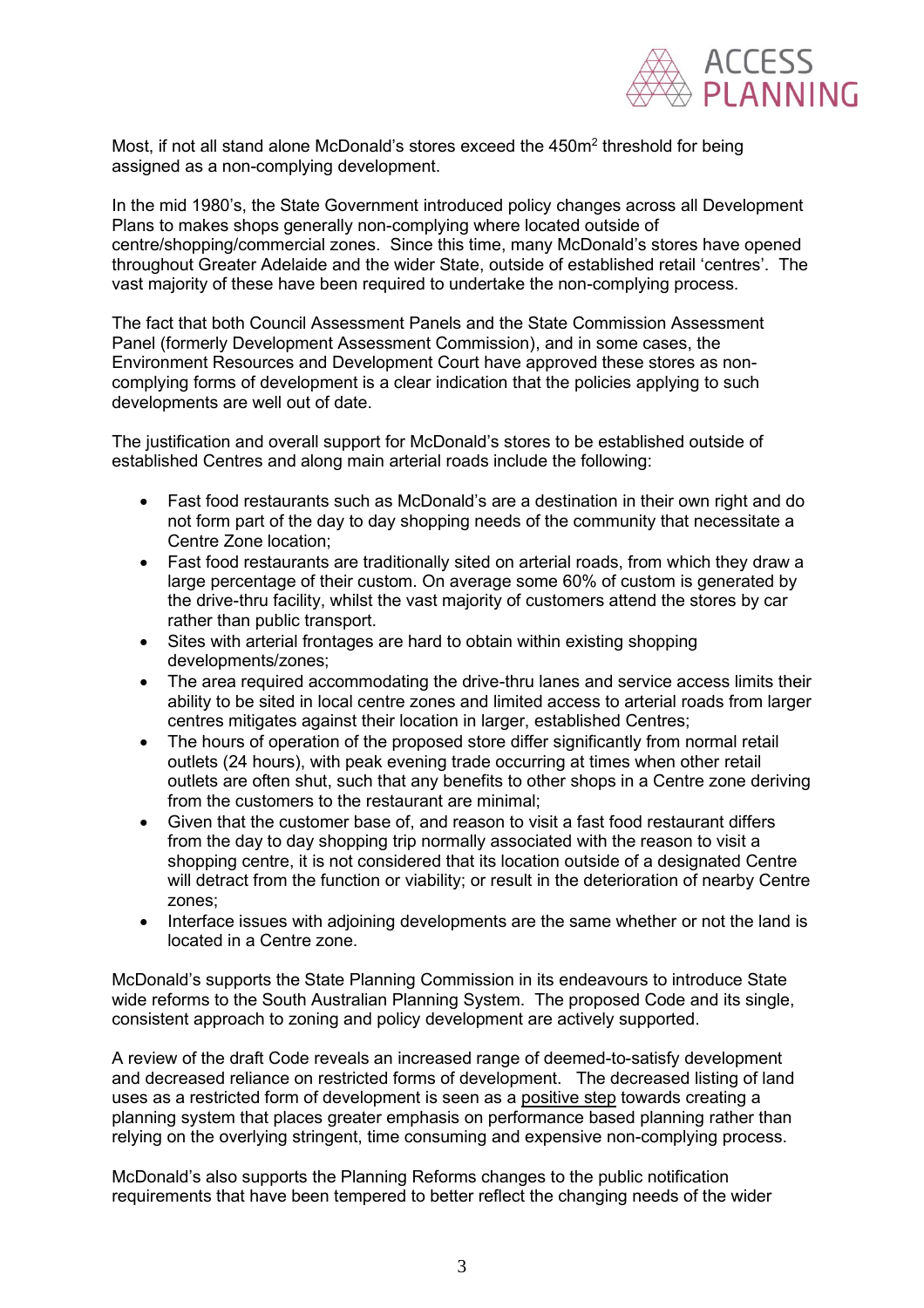Most, if not all stand alone McDonald's stores exceed the 450m$^2$ threshold for being assigned as a non-complying development.

In the mid 1980's, the State Government introduced policy changes across all Development Plans to makes shops generally non-complying where located outside of centre/shopping/commercial zones. Since this time, many McDonald's stores have opened throughout Greater Adelaide and the wider State, outside of established retail 'centres'. The vast majority of these have been required to undertake the non-complying process.

The fact that both Council Assessment Panels and the State Commission Assessment Panel (formerly Development Assessment Commission), and in some cases, the Environment Resources and Development Court have approved these stores as non-complying forms of development is a clear indication that the policies applying to such developments are well out of date.

The justification and overall support for McDonald's stores to be established outside of established Centres and along main arterial roads include the following:

- Fast food restaurants such as McDonald's are a destination in their own right and do not form part of the day to day shopping needs of the community that necessitate a Centre Zone location;
- Fast food restaurants are traditionally sited on arterial roads, from which they draw a large percentage of their custom. On average some 60% of custom is generated by the drive-thru facility, whilst the vast majority of customers attend the stores by car rather than public transport.
- Sites with arterial frontages are hard to obtain within existing shopping developments/zones;
- The area required accommodating the drive-thru lanes and service access limits their ability to be sited in local centre zones and limited access to arterial roads from larger centres mitigates against their location in larger, established Centres;
- The hours of operation of the proposed store differ significantly from normal retail outlets (24 hours), with peak evening trade occurring at times when other retail outlets are often shut, such that any benefits to other shops in a Centre zone deriving from the customers to the restaurant are minimal;
- Given that the customer base of, and reason to visit a fast food restaurant differs from the day to day shopping trip normally associated with the reason to visit a shopping centre, it is not considered that its location outside of a designated Centre will detract from the function or viability; or result in the deterioration of nearby Centre zones;
- Interface issues with adjoining developments are the same whether or not the land is located in a Centre zone.

McDonald's supports the State Planning Commission in its endeavours to introduce State wide reforms to the South Australian Planning System. The proposed Code and its single, consistent approach to zoning and policy development are actively supported.

A review of the draft Code reveals an increased range of deemed-to-satisfy development and decreased reliance on restricted forms of development. The decreased listing of land uses as a restricted form of development is seen as a <u>positive step</u> towards creating a planning system that places greater emphasis on performance based planning rather than relying on the overlying stringent, time consuming and expensive non-complying process.

McDonald's also supports the Planning Reforms changes to the public notification requirements that have been tempered to better reflect the changing needs of the wider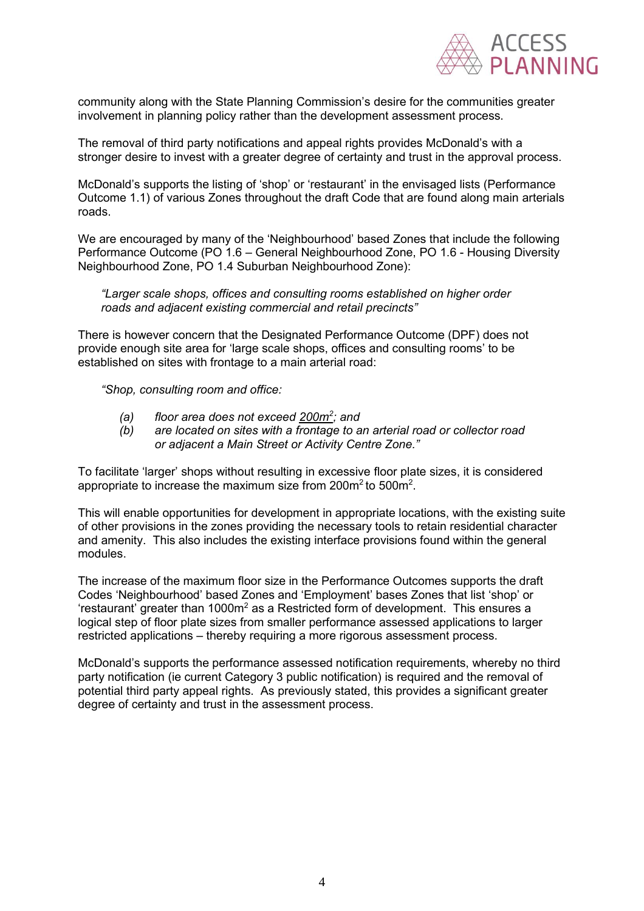community along with the State Planning Commission's desire for the communities greater involvement in planning policy rather than the development assessment process.

The removal of third party notifications and appeal rights provides McDonald's with a stronger desire to invest with a greater degree of certainty and trust in the approval process.

McDonald's supports the listing of 'shop' or 'restaurant' in the envisaged lists (Performance Outcome 1.1) of various Zones throughout the draft Code that are found along main arterials roads.

We are encouraged by many of the 'Neighbourhood' based Zones that include the following Performance Outcome (PO 1.6 – General Neighbourhood Zone, PO 1.6 - Housing Diversity Neighbourhood Zone, PO 1.4 Suburban Neighbourhood Zone):

> *"Larger scale shops, offices and consulting rooms established on higher order roads and adjacent existing commercial and retail precincts"*

There is however concern that the Designated Performance Outcome (DPF) does not provide enough site area for 'large scale shops, offices and consulting rooms' to be established on sites with frontage to a main arterial road:

> *"Shop, consulting room and office:*
>
> *(a) floor area does not exceed <u>200m$^2$</u>; and*
> *(b) are located on sites with a frontage to an arterial road or collector road or adjacent a Main Street or Activity Centre Zone."*

To facilitate 'larger' shops without resulting in excessive floor plate sizes, it is considered appropriate to increase the maximum size from 200m$^2$ to 500m$^2$.

This will enable opportunities for development in appropriate locations, with the existing suite of other provisions in the zones providing the necessary tools to retain residential character and amenity. This also includes the existing interface provisions found within the general modules.

The increase of the maximum floor size in the Performance Outcomes supports the draft Codes 'Neighbourhood' based Zones and 'Employment' bases Zones that list 'shop' or 'restaurant' greater than 1000m$^2$ as a Restricted form of development. This ensures a logical step of floor plate sizes from smaller performance assessed applications to larger restricted applications – thereby requiring a more rigorous assessment process.

McDonald's supports the performance assessed notification requirements, whereby no third party notification (ie current Category 3 public notification) is required and the removal of potential third party appeal rights. As previously stated, this provides a significant greater degree of certainty and trust in the assessment process.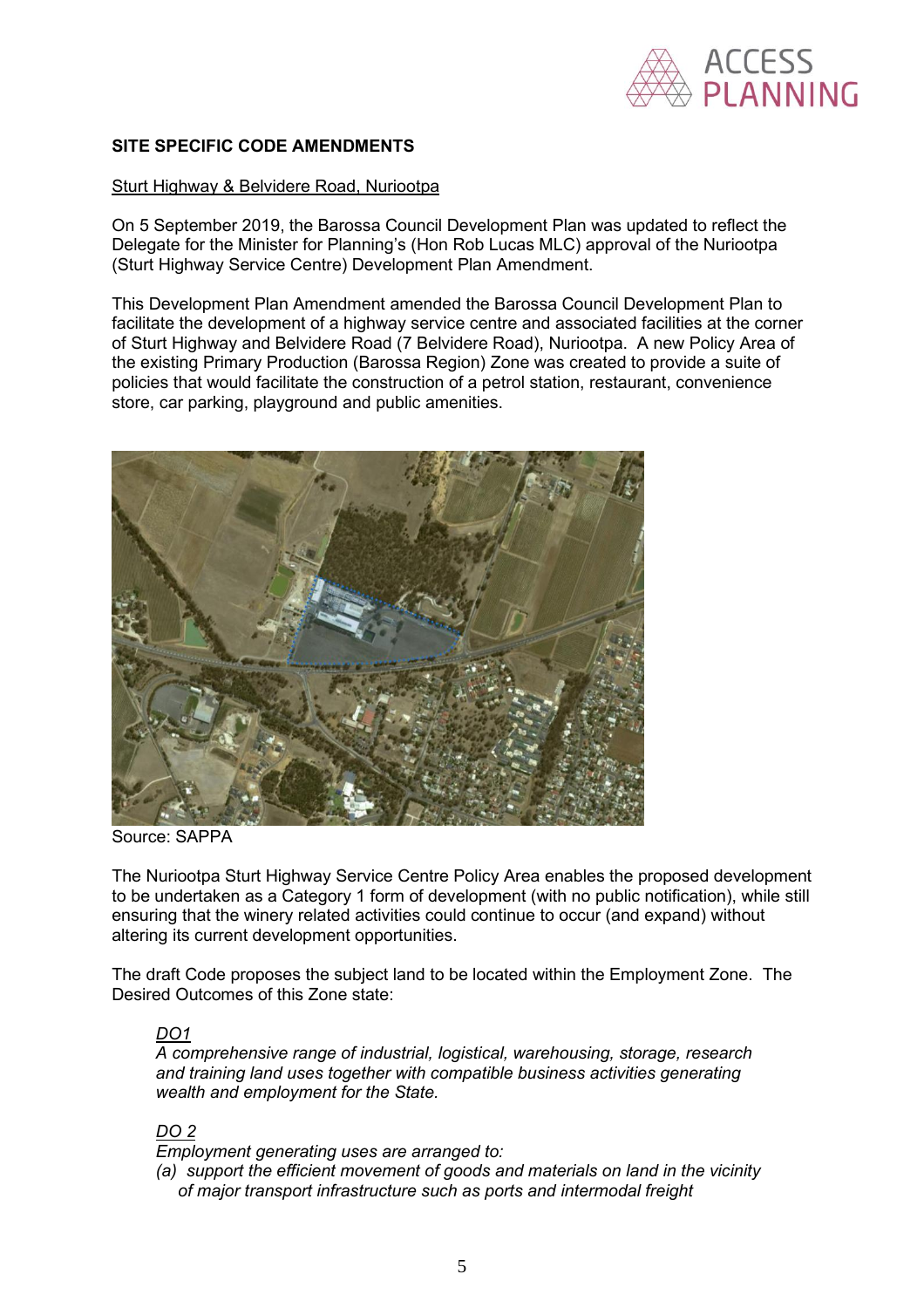**SITE SPECIFIC CODE AMENDMENTS**

<u>Sturt Highway & Belvidere Road, Nuriootpa</u>

On 5 September 2019, the Barossa Council Development Plan was updated to reflect the Delegate for the Minister for Planning's (Hon Rob Lucas MLC) approval of the Nuriootpa (Sturt Highway Service Centre) Development Plan Amendment.

This Development Plan Amendment amended the Barossa Council Development Plan to facilitate the development of a highway service centre and associated facilities at the corner of Sturt Highway and Belvidere Road (7 Belvidere Road), Nuriootpa. A new Policy Area of the existing Primary Production (Barossa Region) Zone was created to provide a suite of policies that would facilitate the construction of a petrol station, restaurant, convenience store, car parking, playground and public amenities.

Source: SAPPA

The Nuriootpa Sturt Highway Service Centre Policy Area enables the proposed development to be undertaken as a Category 1 form of development (with no public notification), while still ensuring that the winery related activities could continue to occur (and expand) without altering its current development opportunities.

The draft Code proposes the subject land to be located within the Employment Zone. The Desired Outcomes of this Zone state:

> <u>*DO1*</u>
> *A comprehensive range of industrial, logistical, warehousing, storage, research and training land uses together with compatible business activities generating wealth and employment for the State.*
>
> <u>*DO 2*</u>
> *Employment generating uses are arranged to:*
> *(a) support the efficient movement of goods and materials on land in the vicinity of major transport infrastructure such as ports and intermodal freight*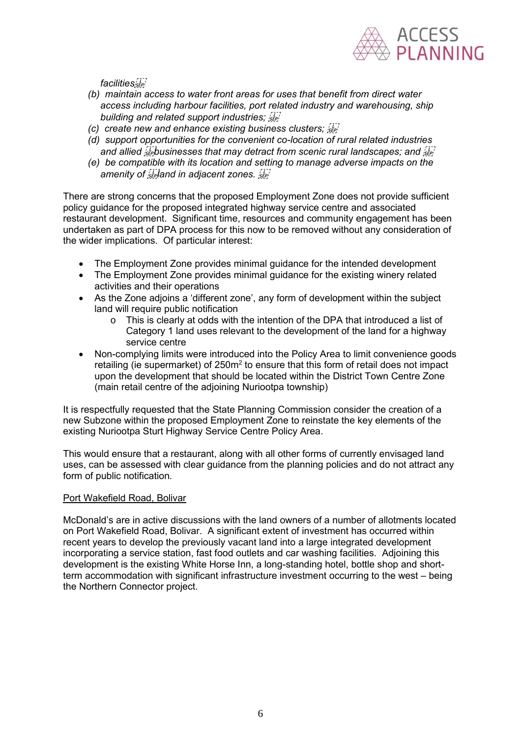*facilities*

*(b) maintain access to water front areas for uses that benefit from direct water access including harbour facilities, port related industry and warehousing, ship building and related support industries;*

*(c) create new and enhance existing business clusters;*

*(d) support opportunities for the convenient co-location of rural related industries and allied businesses that may detract from scenic rural landscapes; and*

*(e) be compatible with its location and setting to manage adverse impacts on the amenity of land in adjacent zones.*

There are strong concerns that the proposed Employment Zone does not provide sufficient policy guidance for the proposed integrated highway service centre and associated restaurant development. Significant time, resources and community engagement has been undertaken as part of DPA process for this now to be removed without any consideration of the wider implications. Of particular interest:

- The Employment Zone provides minimal guidance for the intended development
- The Employment Zone provides minimal guidance for the existing winery related activities and their operations
- As the Zone adjoins a 'different zone', any form of development within the subject land will require public notification
  - This is clearly at odds with the intention of the DPA that introduced a list of Category 1 land uses relevant to the development of the land for a highway service centre
- Non-complying limits were introduced into the Policy Area to limit convenience goods retailing (ie supermarket) of 250m$^2$ to ensure that this form of retail does not impact upon the development that should be located within the District Town Centre Zone (main retail centre of the adjoining Nuriootpa township)

It is respectfully requested that the State Planning Commission consider the creation of a new Subzone within the proposed Employment Zone to reinstate the key elements of the existing Nuriootpa Sturt Highway Service Centre Policy Area.

This would ensure that a restaurant, along with all other forms of currently envisaged land uses, can be assessed with clear guidance from the planning policies and do not attract any form of public notification.

Port Wakefield Road, Bolivar

McDonald's are in active discussions with the land owners of a number of allotments located on Port Wakefield Road, Bolivar. A significant extent of investment has occurred within recent years to develop the previously vacant land into a large integrated development incorporating a service station, fast food outlets and car washing facilities. Adjoining this development is the existing White Horse Inn, a long-standing hotel, bottle shop and short-term accommodation with significant infrastructure investment occurring to the west – being the Northern Connector project.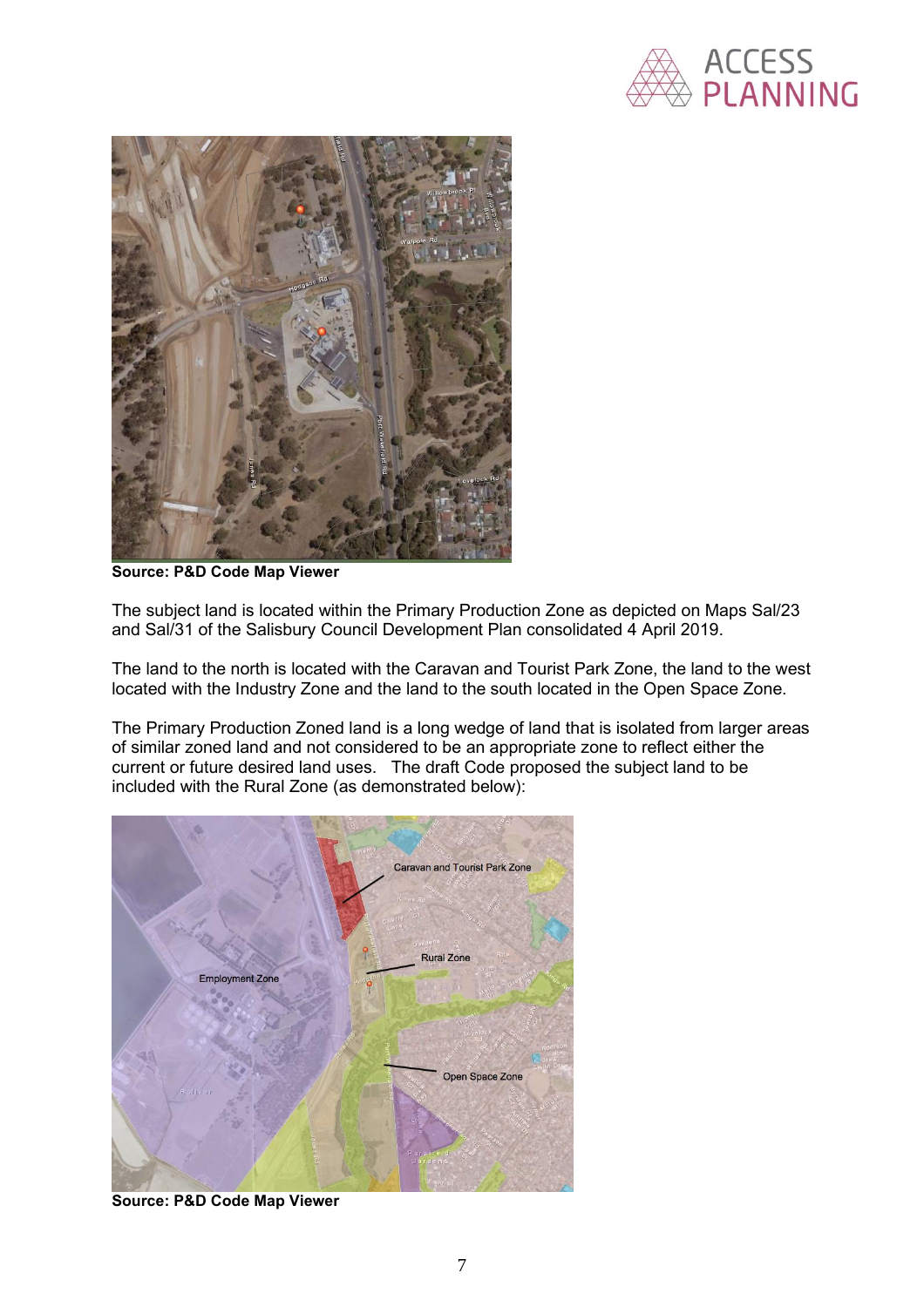Source: P&D Code Map Viewer

The subject land is located within the Primary Production Zone as depicted on Maps Sal/23 and Sal/31 of the Salisbury Council Development Plan consolidated 4 April 2019.

The land to the north is located with the Caravan and Tourist Park Zone, the land to the west located with the Industry Zone and the land to the south located in the Open Space Zone.

The Primary Production Zoned land is a long wedge of land that is isolated from larger areas of similar zoned land and not considered to be an appropriate zone to reflect either the current or future desired land uses. The draft Code proposed the subject land to be included with the Rural Zone (as demonstrated below):

Source: P&D Code Map Viewer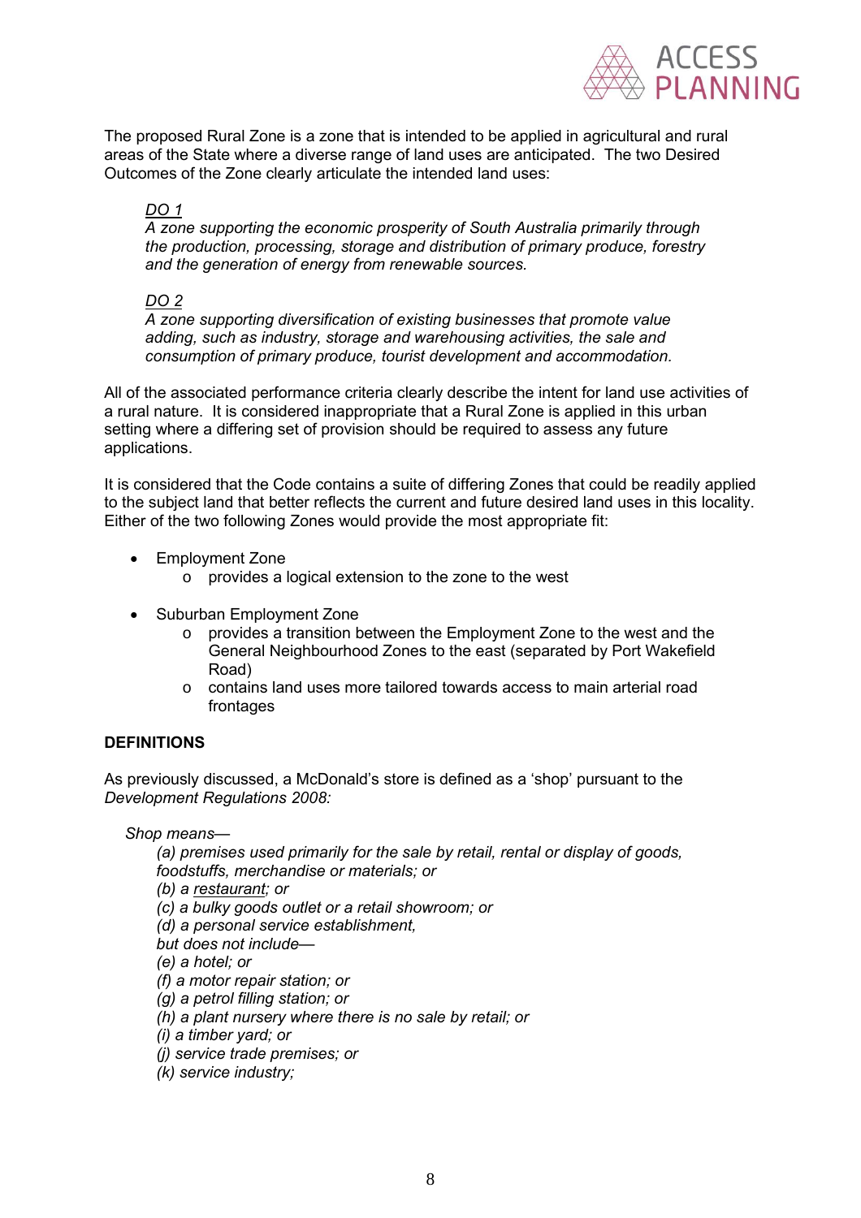The proposed Rural Zone is a zone that is intended to be applied in agricultural and rural areas of the State where a diverse range of land uses are anticipated. The two Desired Outcomes of the Zone clearly articulate the intended land uses:

> <u>*DO 1*</u>
> *A zone supporting the economic prosperity of South Australia primarily through the production, processing, storage and distribution of primary produce, forestry and the generation of energy from renewable sources.*
>
> <u>*DO 2*</u>
> *A zone supporting diversification of existing businesses that promote value adding, such as industry, storage and warehousing activities, the sale and consumption of primary produce, tourist development and accommodation.*

All of the associated performance criteria clearly describe the intent for land use activities of a rural nature. It is considered inappropriate that a Rural Zone is applied in this urban setting where a differing set of provision should be required to assess any future applications.

It is considered that the Code contains a suite of differing Zones that could be readily applied to the subject land that better reflects the current and future desired land uses in this locality. Either of the two following Zones would provide the most appropriate fit:

- Employment Zone
  - provides a logical extension to the zone to the west
- Suburban Employment Zone
  - provides a transition between the Employment Zone to the west and the General Neighbourhood Zones to the east (separated by Port Wakefield Road)
  - contains land uses more tailored towards access to main arterial road frontages

**DEFINITIONS**

As previously discussed, a McDonald's store is defined as a 'shop' pursuant to the *Development Regulations 2008:*

> *Shop means—*
> *(a) premises used primarily for the sale by retail, rental or display of goods, foodstuffs, merchandise or materials; or*
> *(b) a <u>restaurant</u>; or*
> *(c) a bulky goods outlet or a retail showroom; or*
> *(d) a personal service establishment,*
> *but does not include—*
> *(e) a hotel; or*
> *(f) a motor repair station; or*
> *(g) a petrol filling station; or*
> *(h) a plant nursery where there is no sale by retail; or*
> *(i) a timber yard; or*
> *(j) service trade premises; or*
> *(k) service industry;*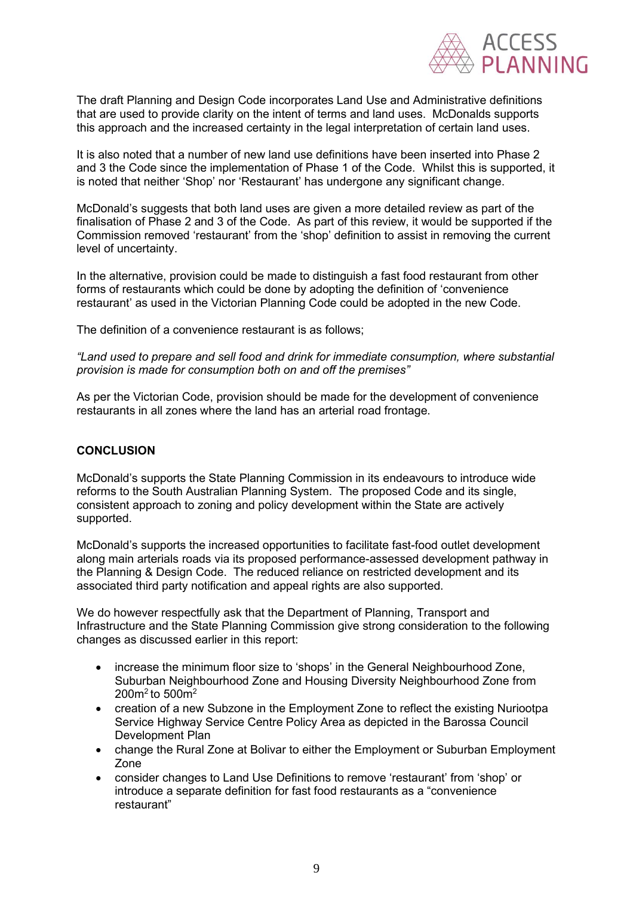The draft Planning and Design Code incorporates Land Use and Administrative definitions that are used to provide clarity on the intent of terms and land uses. McDonalds supports this approach and the increased certainty in the legal interpretation of certain land uses.

It is also noted that a number of new land use definitions have been inserted into Phase 2 and 3 the Code since the implementation of Phase 1 of the Code. Whilst this is supported, it is noted that neither 'Shop' nor 'Restaurant' has undergone any significant change.

McDonald's suggests that both land uses are given a more detailed review as part of the finalisation of Phase 2 and 3 of the Code. As part of this review, it would be supported if the Commission removed 'restaurant' from the 'shop' definition to assist in removing the current level of uncertainty.

In the alternative, provision could be made to distinguish a fast food restaurant from other forms of restaurants which could be done by adopting the definition of 'convenience restaurant' as used in the Victorian Planning Code could be adopted in the new Code.

The definition of a convenience restaurant is as follows;

*"Land used to prepare and sell food and drink for immediate consumption, where substantial provision is made for consumption both on and off the premises"*

As per the Victorian Code, provision should be made for the development of convenience restaurants in all zones where the land has an arterial road frontage.

**CONCLUSION**

McDonald's supports the State Planning Commission in its endeavours to introduce wide reforms to the South Australian Planning System. The proposed Code and its single, consistent approach to zoning and policy development within the State are actively supported.

McDonald's supports the increased opportunities to facilitate fast-food outlet development along main arterials roads via its proposed performance-assessed development pathway in the Planning & Design Code. The reduced reliance on restricted development and its associated third party notification and appeal rights are also supported.

We do however respectfully ask that the Department of Planning, Transport and Infrastructure and the State Planning Commission give strong consideration to the following changes as discussed earlier in this report:

- increase the minimum floor size to 'shops' in the General Neighbourhood Zone, Suburban Neighbourhood Zone and Housing Diversity Neighbourhood Zone from 200m$^2$ to 500m$^2$
- creation of a new Subzone in the Employment Zone to reflect the existing Nuriootpa Service Highway Service Centre Policy Area as depicted in the Barossa Council Development Plan
- change the Rural Zone at Bolivar to either the Employment or Suburban Employment Zone
- consider changes to Land Use Definitions to remove 'restaurant' from 'shop' or introduce a separate definition for fast food restaurants as a "convenience restaurant"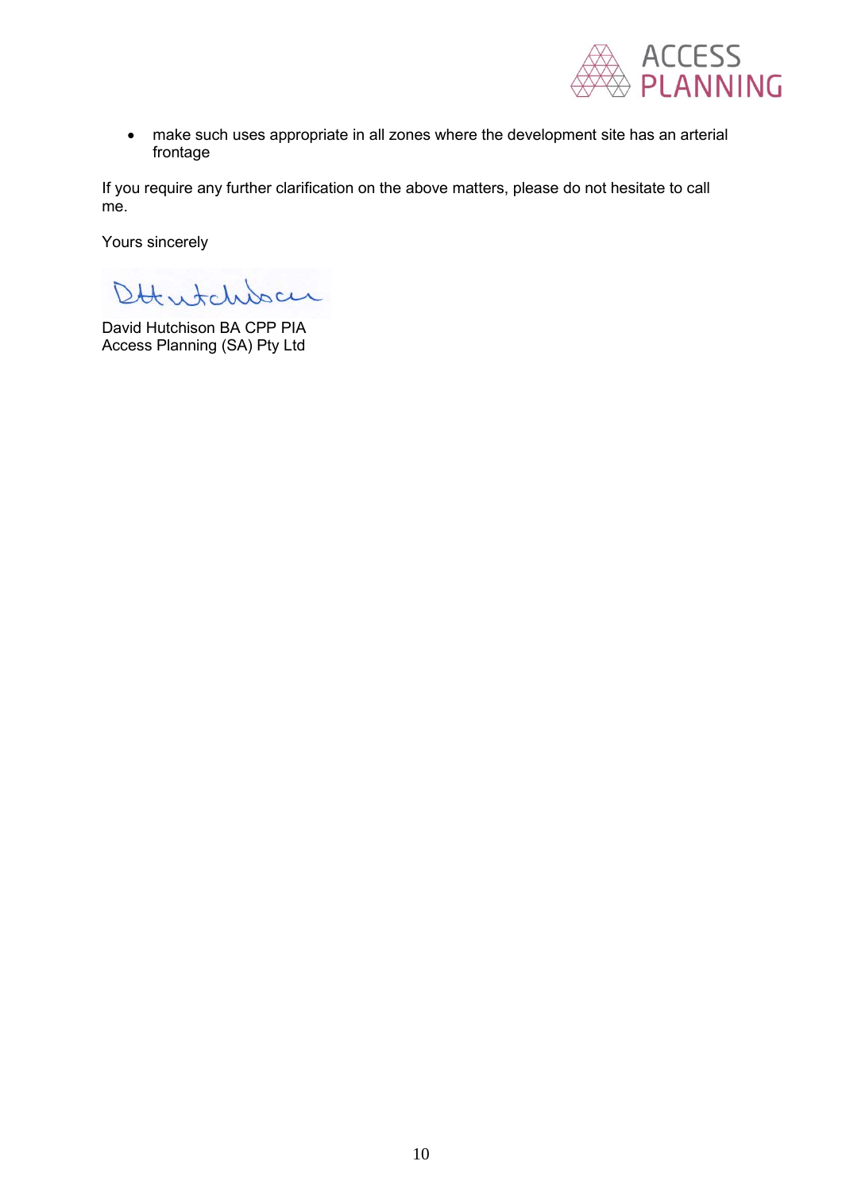- make such uses appropriate in all zones where the development site has an arterial frontage

If you require any further clarification on the above matters, please do not hesitate to call me.

Yours sincerely

David Hutchison BA CPP PIA
Access Planning (SA) Pty Ltd